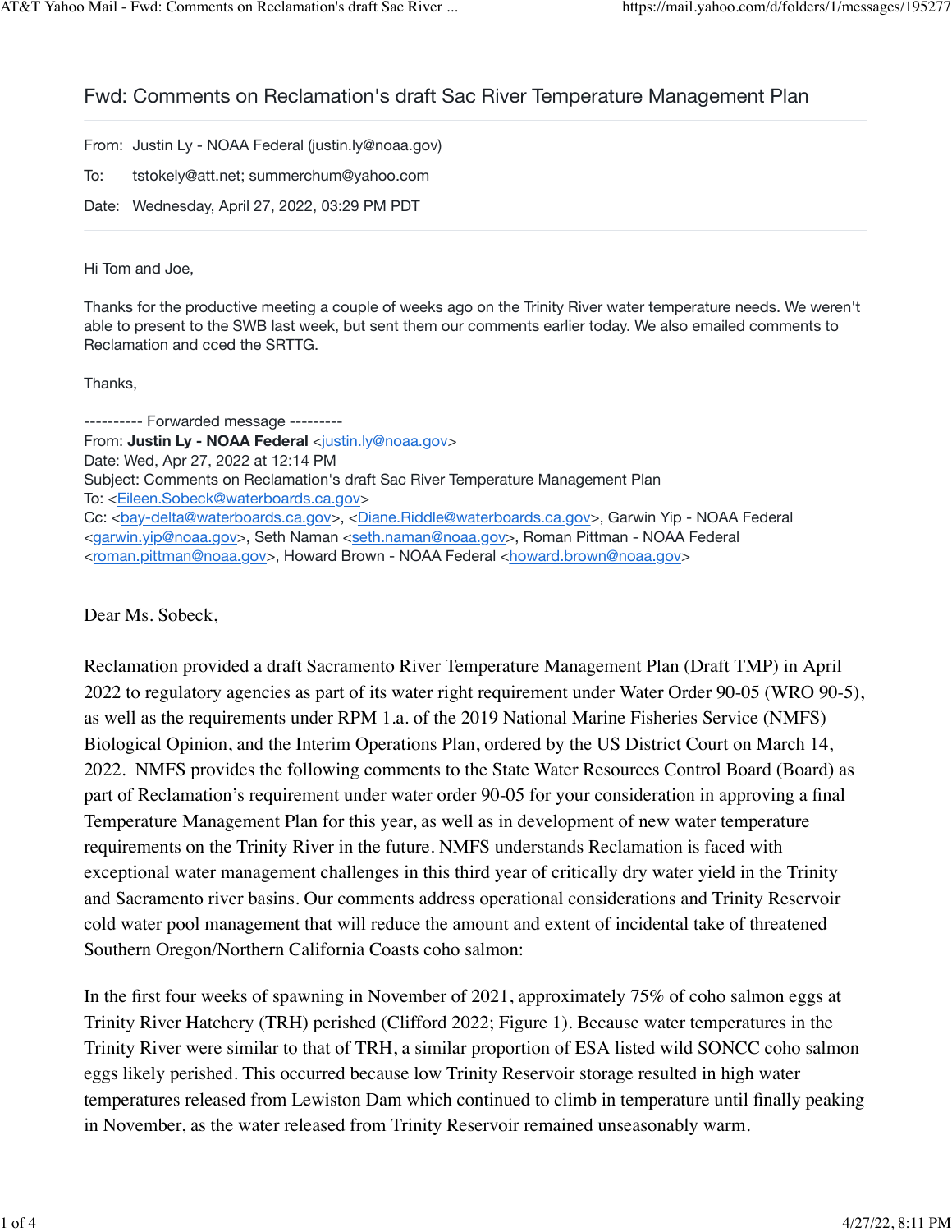# Fwd: Comments on Reclamation's draft Sac River Temperature Management Plan

From: Justin Ly - NOAA Federal (justin.ly@noaa.gov)

To: tstokely@att.net; summerchum@yahoo.com

Date: Wednesday, April 27, 2022, 03:29 PM PDT

Hi Tom and Joe,

Thanks for the productive meeting a couple of weeks ago on the Trinity River water temperature needs. We weren't able to present to the SWB last week, but sent them our comments earlier today. We also emailed comments to Reclamation and cced the SRTTG.

Thanks,

---------- Forwarded message ---------
From: **Justin Ly - NOAA Federal** <justin.ly@noaa.gov>
Date: Wed, Apr 27, 2022 at 12:14 PM
Subject: Comments on Reclamation's draft Sac River Temperature Management Plan
To: <Eileen.Sobeck@waterboards.ca.gov>
Cc: <bay-delta@waterboards.ca.gov>, <Diane.Riddle@waterboards.ca.gov>, Garwin Yip - NOAA Federal <garwin.yip@noaa.gov>, Seth Naman <seth.naman@noaa.gov>, Roman Pittman - NOAA Federal <roman.pittman@noaa.gov>, Howard Brown - NOAA Federal <howard.brown@noaa.gov>

Dear Ms. Sobeck,

Reclamation provided a draft Sacramento River Temperature Management Plan (Draft TMP) in April 2022 to regulatory agencies as part of its water right requirement under Water Order 90-05 (WRO 90-5), as well as the requirements under RPM 1.a. of the 2019 National Marine Fisheries Service (NMFS) Biological Opinion, and the Interim Operations Plan, ordered by the US District Court on March 14, 2022. NMFS provides the following comments to the State Water Resources Control Board (Board) as part of Reclamation's requirement under water order 90-05 for your consideration in approving a final Temperature Management Plan for this year, as well as in development of new water temperature requirements on the Trinity River in the future. NMFS understands Reclamation is faced with exceptional water management challenges in this third year of critically dry water yield in the Trinity and Sacramento river basins. Our comments address operational considerations and Trinity Reservoir cold water pool management that will reduce the amount and extent of incidental take of threatened Southern Oregon/Northern California Coasts coho salmon:

In the first four weeks of spawning in November of 2021, approximately 75% of coho salmon eggs at Trinity River Hatchery (TRH) perished (Clifford 2022; Figure 1). Because water temperatures in the Trinity River were similar to that of TRH, a similar proportion of ESA listed wild SONCC coho salmon eggs likely perished. This occurred because low Trinity Reservoir storage resulted in high water temperatures released from Lewiston Dam which continued to climb in temperature until finally peaking in November, as the water released from Trinity Reservoir remained unseasonably warm.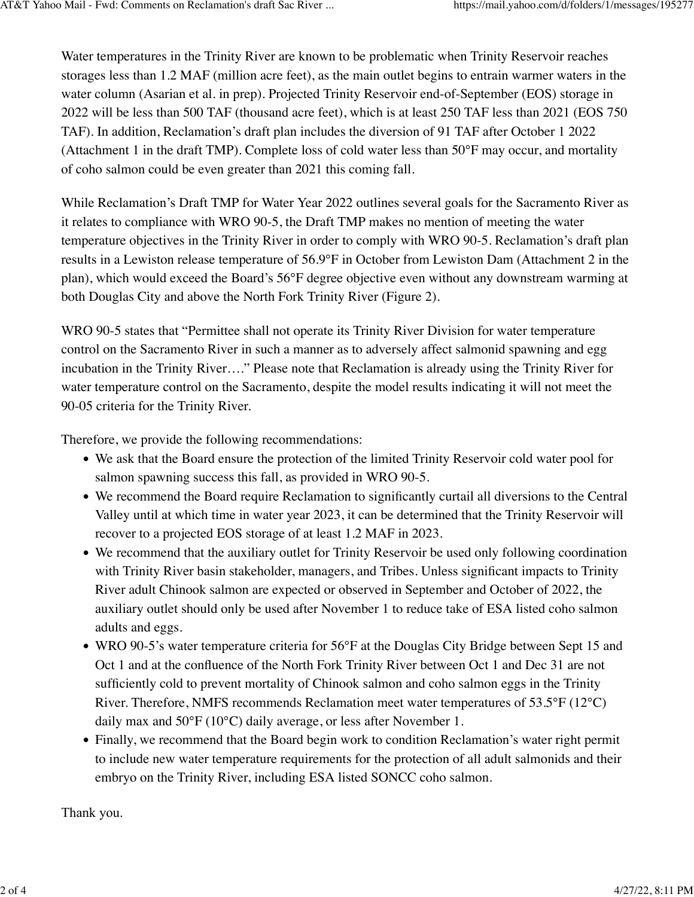Water temperatures in the Trinity River are known to be problematic when Trinity Reservoir reaches storages less than 1.2 MAF (million acre feet), as the main outlet begins to entrain warmer waters in the water column (Asarian et al. in prep). Projected Trinity Reservoir end-of-September (EOS) storage in 2022 will be less than 500 TAF (thousand acre feet), which is at least 250 TAF less than 2021 (EOS 750 TAF). In addition, Reclamation's draft plan includes the diversion of 91 TAF after October 1 2022 (Attachment 1 in the draft TMP). Complete loss of cold water less than 50°F may occur, and mortality of coho salmon could be even greater than 2021 this coming fall.

While Reclamation's Draft TMP for Water Year 2022 outlines several goals for the Sacramento River as it relates to compliance with WRO 90-5, the Draft TMP makes no mention of meeting the water temperature objectives in the Trinity River in order to comply with WRO 90-5. Reclamation's draft plan results in a Lewiston release temperature of 56.9°F in October from Lewiston Dam (Attachment 2 in the plan), which would exceed the Board's 56°F degree objective even without any downstream warming at both Douglas City and above the North Fork Trinity River (Figure 2).

WRO 90-5 states that "Permittee shall not operate its Trinity River Division for water temperature control on the Sacramento River in such a manner as to adversely affect salmonid spawning and egg incubation in the Trinity River…." Please note that Reclamation is already using the Trinity River for water temperature control on the Sacramento, despite the model results indicating it will not meet the 90-05 criteria for the Trinity River.

Therefore, we provide the following recommendations:

- We ask that the Board ensure the protection of the limited Trinity Reservoir cold water pool for salmon spawning success this fall, as provided in WRO 90-5.
- We recommend the Board require Reclamation to significantly curtail all diversions to the Central Valley until at which time in water year 2023, it can be determined that the Trinity Reservoir will recover to a projected EOS storage of at least 1.2 MAF in 2023.
- We recommend that the auxiliary outlet for Trinity Reservoir be used only following coordination with Trinity River basin stakeholder, managers, and Tribes. Unless significant impacts to Trinity River adult Chinook salmon are expected or observed in September and October of 2022, the auxiliary outlet should only be used after November 1 to reduce take of ESA listed coho salmon adults and eggs.
- WRO 90-5's water temperature criteria for 56°F at the Douglas City Bridge between Sept 15 and Oct 1 and at the confluence of the North Fork Trinity River between Oct 1 and Dec 31 are not sufficiently cold to prevent mortality of Chinook salmon and coho salmon eggs in the Trinity River. Therefore, NMFS recommends Reclamation meet water temperatures of 53.5°F (12°C) daily max and 50°F (10°C) daily average, or less after November 1.
- Finally, we recommend that the Board begin work to condition Reclamation's water right permit to include new water temperature requirements for the protection of all adult salmonids and their embryo on the Trinity River, including ESA listed SONCC coho salmon.

Thank you.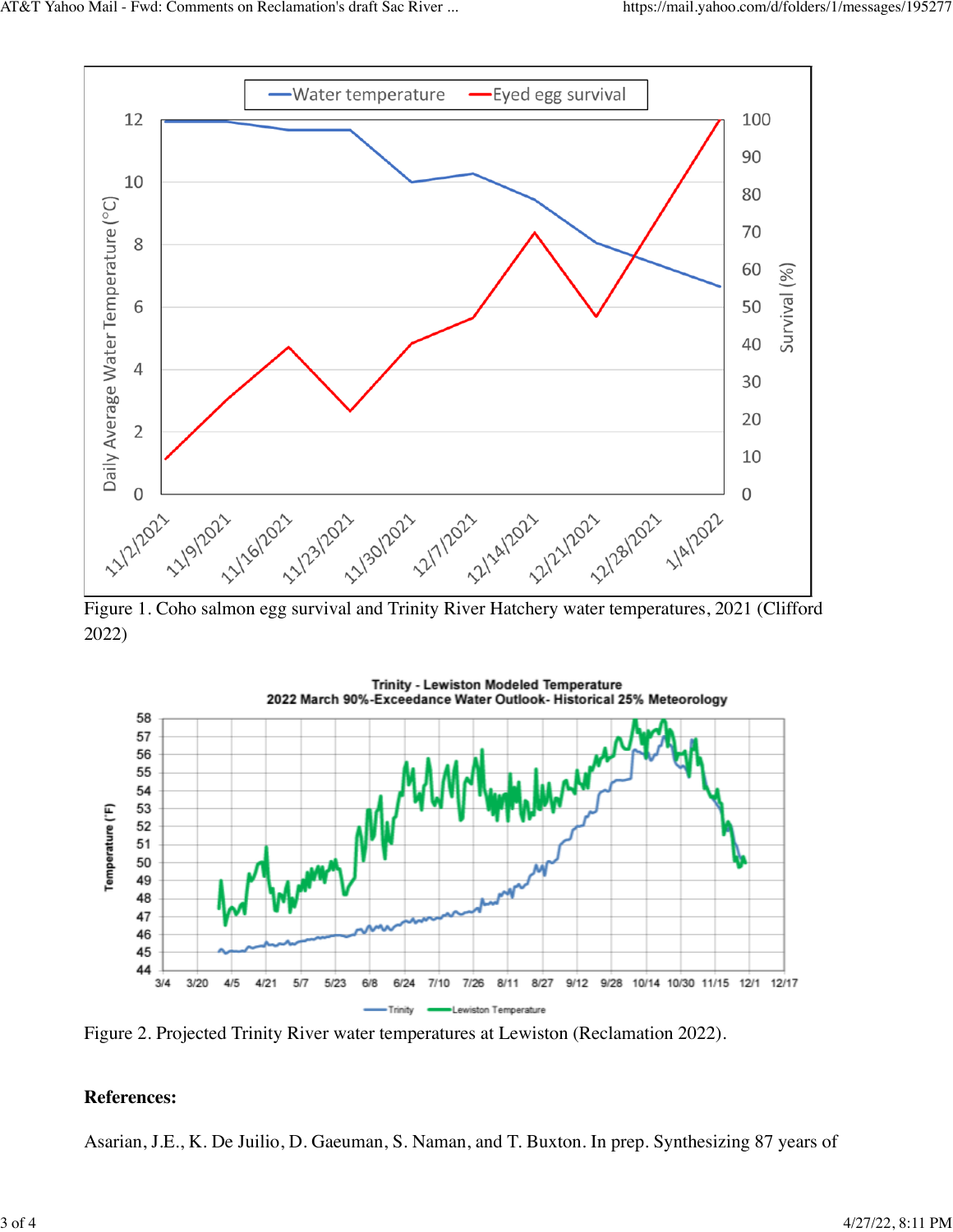Figure 1. Coho salmon egg survival and Trinity River Hatchery water temperatures, 2021 (Clifford 2022)

Figure 2. Projected Trinity River water temperatures at Lewiston (Reclamation 2022).

**References:**

Asarian, J.E., K. De Juilio, D. Gaeuman, S. Naman, and T. Buxton. In prep. Synthesizing 87 years of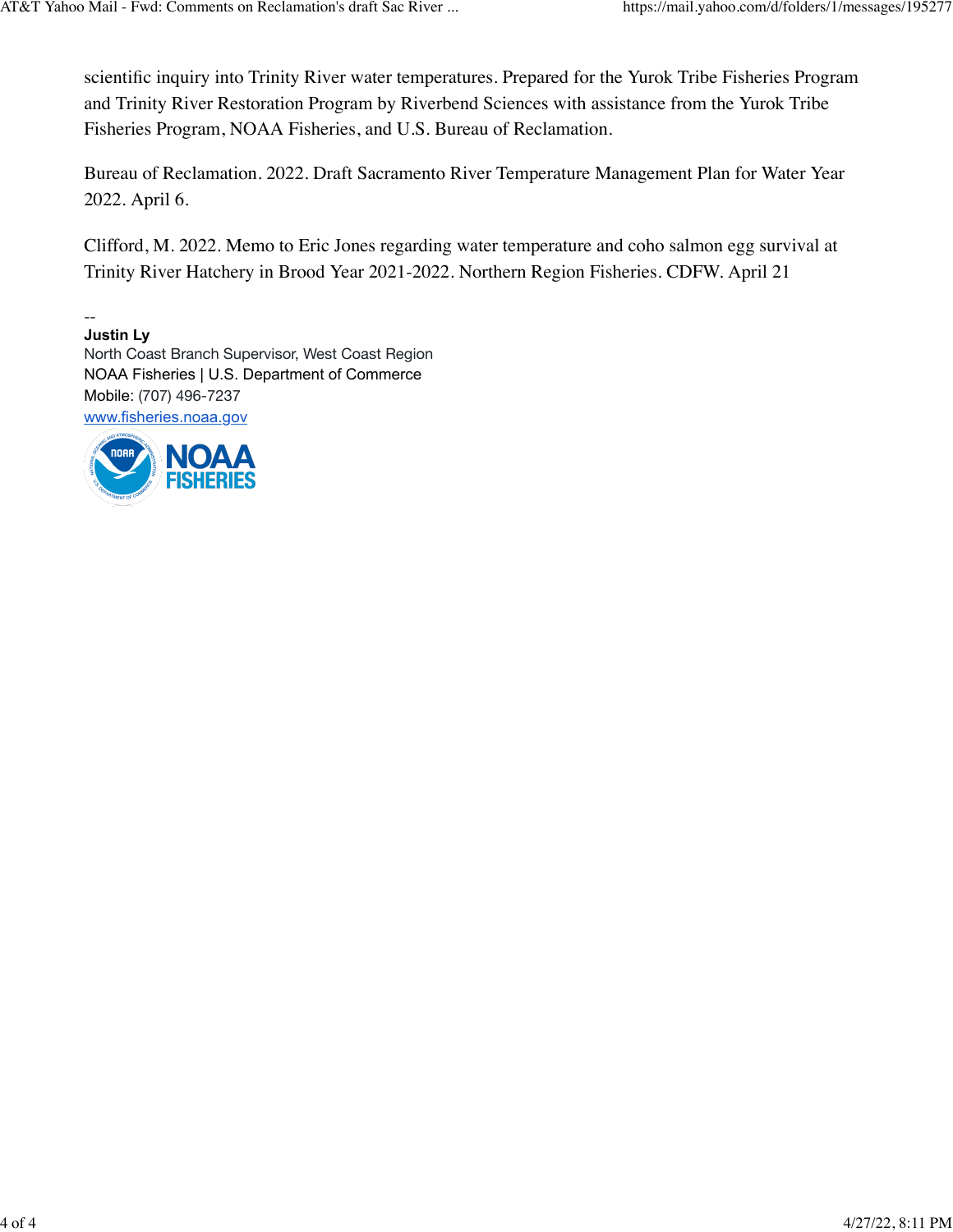scientific inquiry into Trinity River water temperatures. Prepared for the Yurok Tribe Fisheries Program and Trinity River Restoration Program by Riverbend Sciences with assistance from the Yurok Tribe Fisheries Program, NOAA Fisheries, and U.S. Bureau of Reclamation.

Bureau of Reclamation. 2022. Draft Sacramento River Temperature Management Plan for Water Year 2022. April 6.

Clifford, M. 2022. Memo to Eric Jones regarding water temperature and coho salmon egg survival at Trinity River Hatchery in Brood Year 2021-2022. Northern Region Fisheries. CDFW. April 21

--
**Justin Ly**
North Coast Branch Supervisor, West Coast Region
NOAA Fisheries | U.S. Department of Commerce
Mobile: (707) 496-7237
[www.fisheries.noaa.gov](http://www.fisheries.noaa.gov)

NOAA FISHERIES